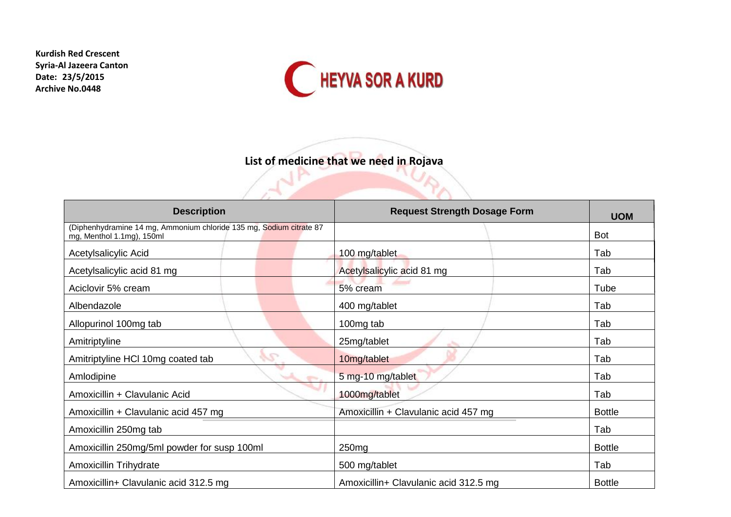**Kurdish Red Crescent**
**Syria-Al Jazeera Canton**
**Date: 23/5/2015**
**Archive No.0448**

HEYVA SOR A KURD

## List of medicine that we need in Rojava

| Description | Request Strength Dosage Form | UOM |
|---|---|---|
| (Diphenhydramine 14 mg, Ammonium chloride 135 mg, Sodium citrate 87 mg, Menthol 1.1mg), 150ml | | Bot |
| Acetylsalicylic Acid | 100 mg/tablet | Tab |
| Acetylsalicylic acid 81 mg | Acetylsalicylic acid 81 mg | Tab |
| Aciclovir 5% cream | 5% cream | Tube |
| Albendazole | 400 mg/tablet | Tab |
| Allopurinol 100mg tab | 100mg tab | Tab |
| Amitriptyline | 25mg/tablet | Tab |
| Amitriptyline HCl 10mg coated tab | 10mg/tablet | Tab |
| Amlodipine | 5 mg-10 mg/tablet | Tab |
| Amoxicillin + Clavulanic Acid | 1000mg/tablet | Tab |
| Amoxicillin + Clavulanic acid 457 mg | Amoxicillin + Clavulanic acid 457 mg | Bottle |
| Amoxicillin 250mg tab | | Tab |
| Amoxicillin 250mg/5ml powder for susp 100ml | 250mg | Bottle |
| Amoxicillin Trihydrate | 500 mg/tablet | Tab |
| Amoxicillin+ Clavulanic acid 312.5 mg | Amoxicillin+ Clavulanic acid 312.5 mg | Bottle |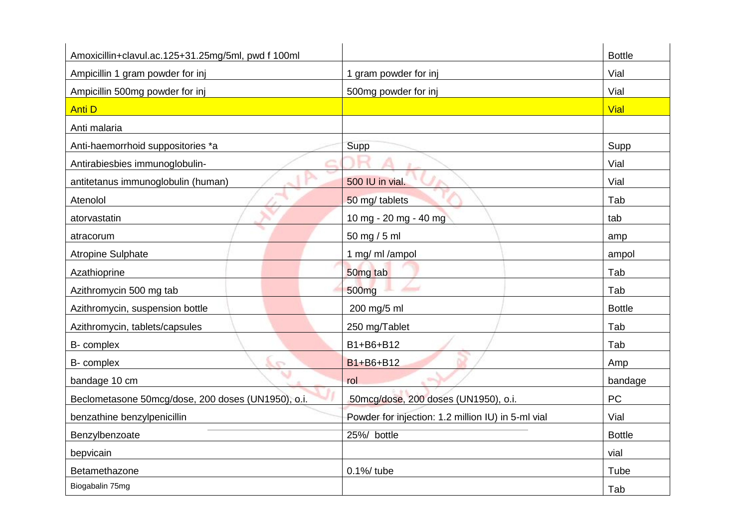| | | |
|---|---|---|
| Amoxicillin+clavul.ac.125+31.25mg/5ml, pwd f 100ml | | Bottle |
| Ampicillin 1 gram powder for inj | 1 gram powder for inj | Vial |
| Ampicillin 500mg powder for inj | 500mg powder for inj | Vial |
| Anti D | | Vial |
| Anti malaria | | |
| Anti-haemorrhoid suppositories *a | Supp | Supp |
| Antirabiesbies immunoglobulin- | | Vial |
| antitetanus immunoglobulin (human) | 500 IU in vial. | Vial |
| Atenolol | 50 mg/ tablets | Tab |
| atorvastatin | 10 mg - 20 mg - 40 mg | tab |
| atracorum | 50 mg / 5 ml | amp |
| Atropine Sulphate | 1 mg/ ml /ampol | ampol |
| Azathioprine | 50mg tab | Tab |
| Azithromycin 500 mg tab | 500mg | Tab |
| Azithromycin, suspension bottle | 200 mg/5 ml | Bottle |
| Azithromycin, tablets/capsules | 250 mg/Tablet | Tab |
| B- complex | B1+B6+B12 | Tab |
| B- complex | B1+B6+B12 | Amp |
| bandage 10 cm | rol | bandage |
| Beclometasone 50mcg/dose, 200 doses (UN1950), o.i. | 50mcg/dose, 200 doses (UN1950), o.i. | PC |
| benzathine benzylpenicillin | Powder for injection: 1.2 million IU) in 5-ml vial | Vial |
| Benzylbenzoate | 25%/ bottle | Bottle |
| bepvicain | | vial |
| Betamethazone | 0.1%/ tube | Tube |
| Biogabalin 75mg | | Tab |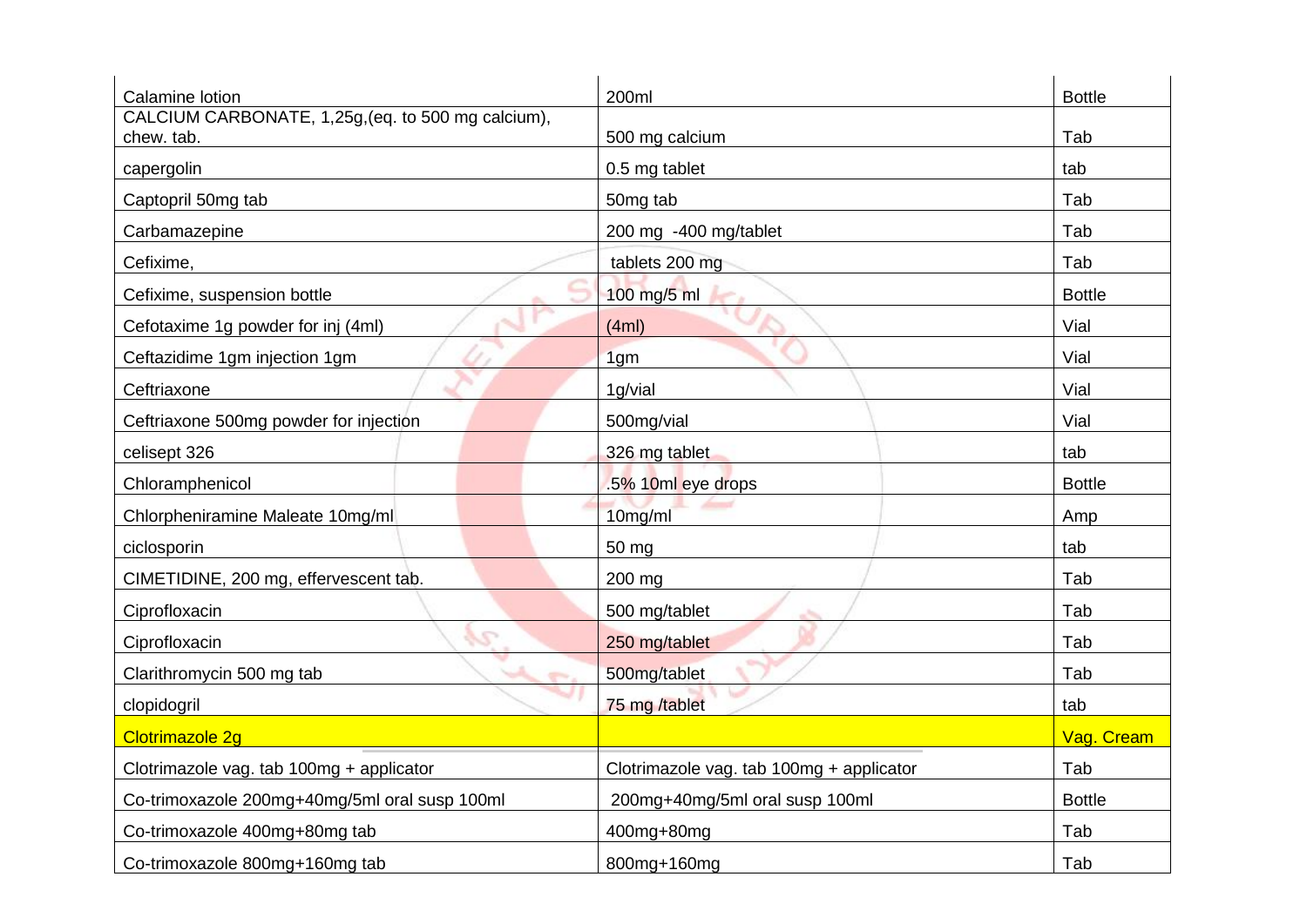| Calamine lotion | 200ml | Bottle |
|---|---|---|
| CALCIUM CARBONATE, 1,25g,(eq. to 500 mg calcium), chew. tab. | 500 mg calcium | Tab |
| capergolin | 0.5 mg tablet | tab |
| Captopril 50mg tab | 50mg tab | Tab |
| Carbamazepine | 200 mg -400 mg/tablet | Tab |
| Cefixime, | tablets 200 mg | Tab |
| Cefixime, suspension bottle | 100 mg/5 ml | Bottle |
| Cefotaxime 1g powder for inj (4ml) | (4ml) | Vial |
| Ceftazidime 1gm injection 1gm | 1gm | Vial |
| Ceftriaxone | 1g/vial | Vial |
| Ceftriaxone 500mg powder for injection | 500mg/vial | Vial |
| celisept 326 | 326 mg tablet | tab |
| Chloramphenicol | .5% 10ml eye drops | Bottle |
| Chlorpheniramine Maleate 10mg/ml | 10mg/ml | Amp |
| ciclosporin | 50 mg | tab |
| CIMETIDINE, 200 mg, effervescent tab. | 200 mg | Tab |
| Ciprofloxacin | 500 mg/tablet | Tab |
| Ciprofloxacin | 250 mg/tablet | Tab |
| Clarithromycin 500 mg tab | 500mg/tablet | Tab |
| clopidogril | 75 mg /tablet | tab |
| Clotrimazole 2g | | Vag. Cream |
| Clotrimazole vag. tab 100mg + applicator | Clotrimazole vag. tab 100mg + applicator | Tab |
| Co-trimoxazole 200mg+40mg/5ml oral susp 100ml | 200mg+40mg/5ml oral susp 100ml | Bottle |
| Co-trimoxazole 400mg+80mg tab | 400mg+80mg | Tab |
| Co-trimoxazole 800mg+160mg tab | 800mg+160mg | Tab |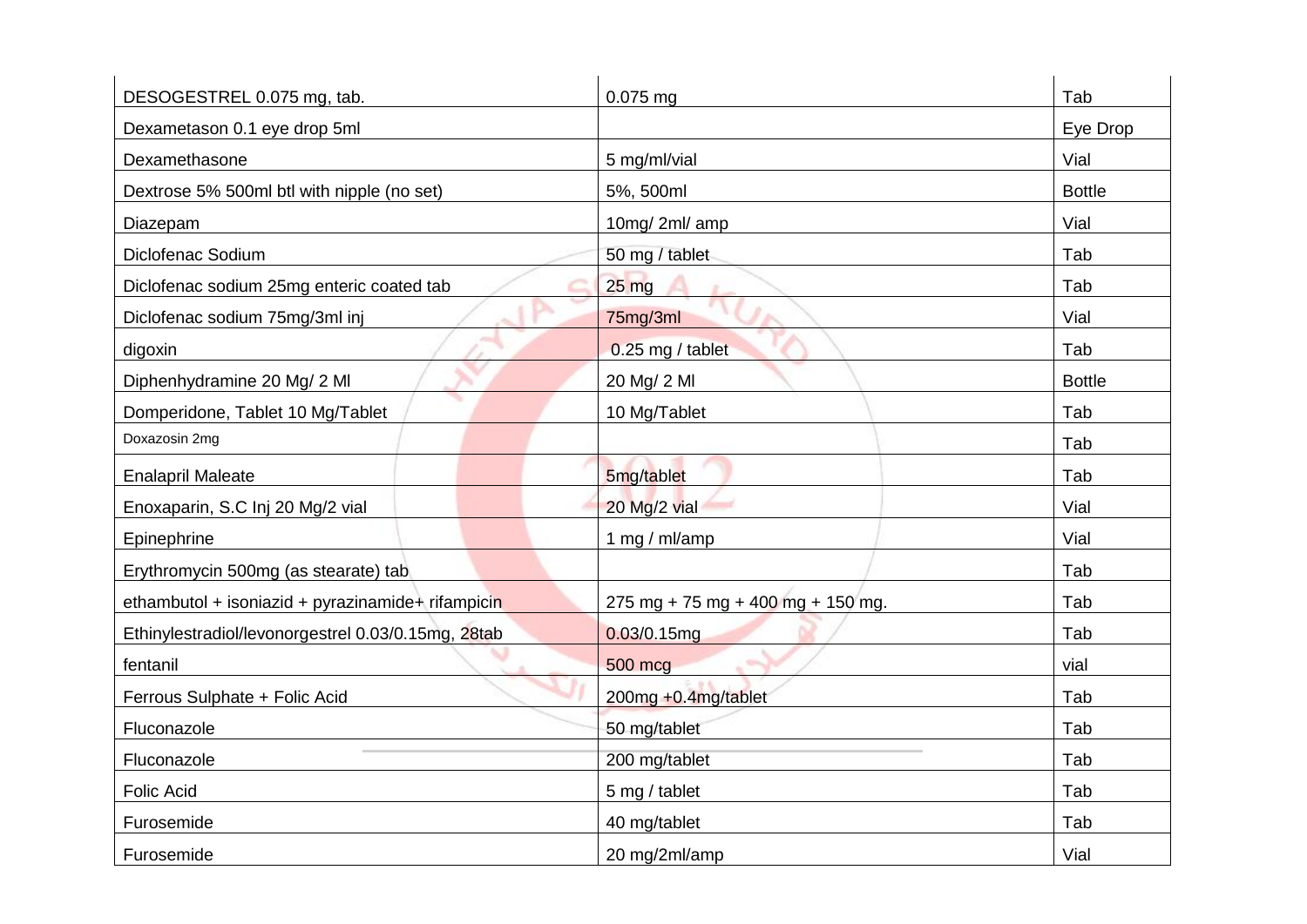| DESOGESTREL 0.075 mg, tab. | 0.075 mg | Tab |
|---|---|---|
| Dexametason 0.1 eye drop 5ml | | Eye Drop |
| Dexamethasone | 5 mg/ml/vial | Vial |
| Dextrose 5% 500ml btl with nipple (no set) | 5%, 500ml | Bottle |
| Diazepam | 10mg/ 2ml/ amp | Vial |
| Diclofenac Sodium | 50 mg / tablet | Tab |
| Diclofenac sodium 25mg enteric coated tab | 25 mg | Tab |
| Diclofenac sodium 75mg/3ml inj | 75mg/3ml | Vial |
| digoxin | 0.25 mg / tablet | Tab |
| Diphenhydramine 20 Mg/ 2 Ml | 20 Mg/ 2 Ml | Bottle |
| Domperidone, Tablet 10 Mg/Tablet | 10 Mg/Tablet | Tab |
| Doxazosin 2mg | | Tab |
| Enalapril Maleate | 5mg/tablet | Tab |
| Enoxaparin, S.C Inj 20 Mg/2 vial | 20 Mg/2 vial | Vial |
| Epinephrine | 1 mg / ml/amp | Vial |
| Erythromycin 500mg (as stearate) tab | | Tab |
| ethambutol + isoniazid + pyrazinamide+ rifampicin | 275 mg + 75 mg + 400 mg + 150 mg. | Tab |
| Ethinylestradiol/levonorgestrel 0.03/0.15mg, 28tab | 0.03/0.15mg | Tab |
| fentanil | 500 mcg | vial |
| Ferrous Sulphate + Folic Acid | 200mg +0.4mg/tablet | Tab |
| Fluconazole | 50 mg/tablet | Tab |
| Fluconazole | 200 mg/tablet | Tab |
| Folic Acid | 5 mg / tablet | Tab |
| Furosemide | 40 mg/tablet | Tab |
| Furosemide | 20 mg/2ml/amp | Vial |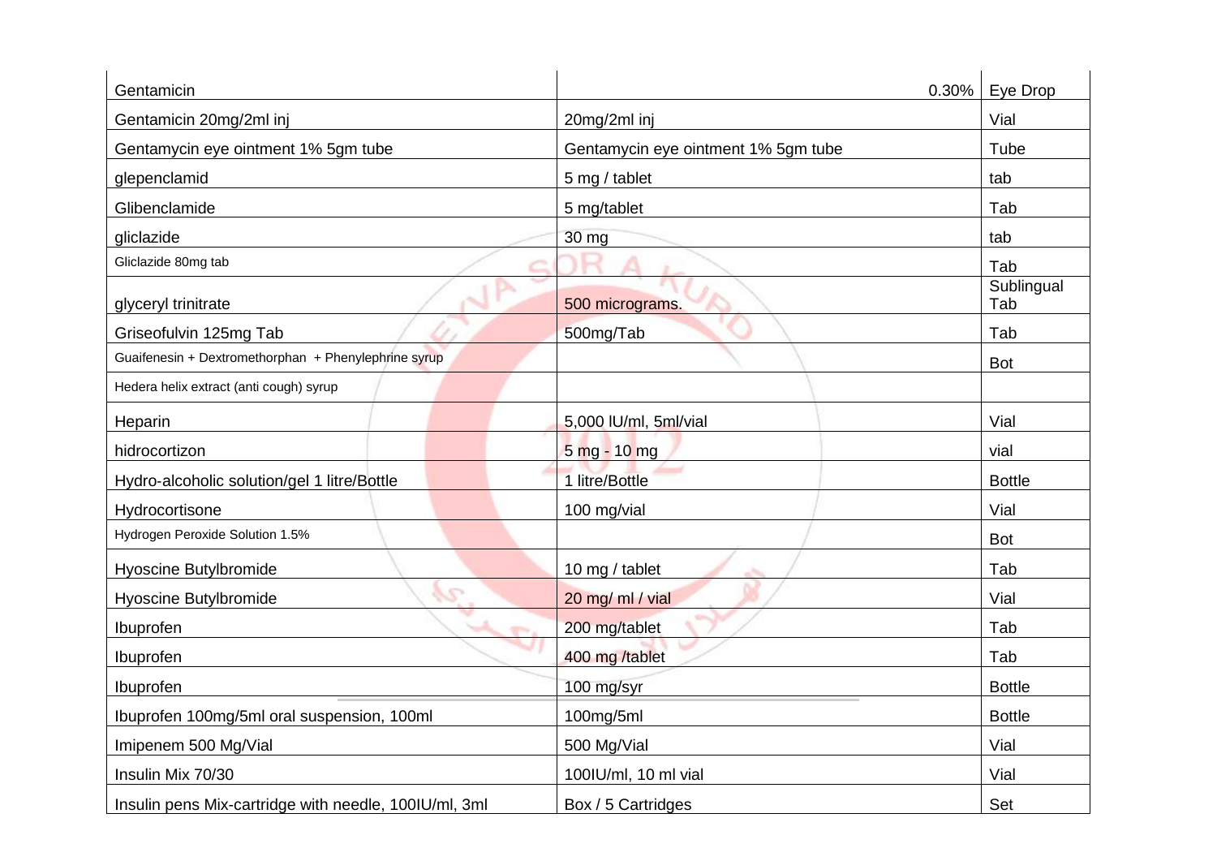| | | |
|---|---|---|
| Gentamicin | 0.30% | Eye Drop |
| Gentamicin 20mg/2ml inj | 20mg/2ml inj | Vial |
| Gentamycin eye ointment 1% 5gm tube | Gentamycin eye ointment 1% 5gm tube | Tube |
| glepenclamid | 5 mg / tablet | tab |
| Glibenclamide | 5 mg/tablet | Tab |
| gliclazide | 30 mg | tab |
| Gliclazide 80mg tab | | Tab |
| glyceryl trinitrate | 500 micrograms. | Sublingual Tab |
| Griseofulvin 125mg Tab | 500mg/Tab | Tab |
| Guaifenesin + Dextromethorphan + Phenylephrine syrup | | Bot |
| Hedera helix extract (anti cough) syrup | | |
| Heparin | 5,000 IU/ml, 5ml/vial | Vial |
| hidrocortizon | 5 mg - 10 mg | vial |
| Hydro-alcoholic solution/gel 1 litre/Bottle | 1 litre/Bottle | Bottle |
| Hydrocortisone | 100 mg/vial | Vial |
| Hydrogen Peroxide Solution 1.5% | | Bot |
| Hyoscine Butylbromide | 10 mg / tablet | Tab |
| Hyoscine Butylbromide | 20 mg/ ml / vial | Vial |
| Ibuprofen | 200 mg/tablet | Tab |
| Ibuprofen | 400 mg /tablet | Tab |
| Ibuprofen | 100 mg/syr | Bottle |
| Ibuprofen 100mg/5ml oral suspension, 100ml | 100mg/5ml | Bottle |
| Imipenem 500 Mg/Vial | 500 Mg/Vial | Vial |
| Insulin Mix 70/30 | 100IU/ml, 10 ml vial | Vial |
| Insulin pens Mix-cartridge with needle, 100IU/ml, 3ml | Box / 5 Cartridges | Set |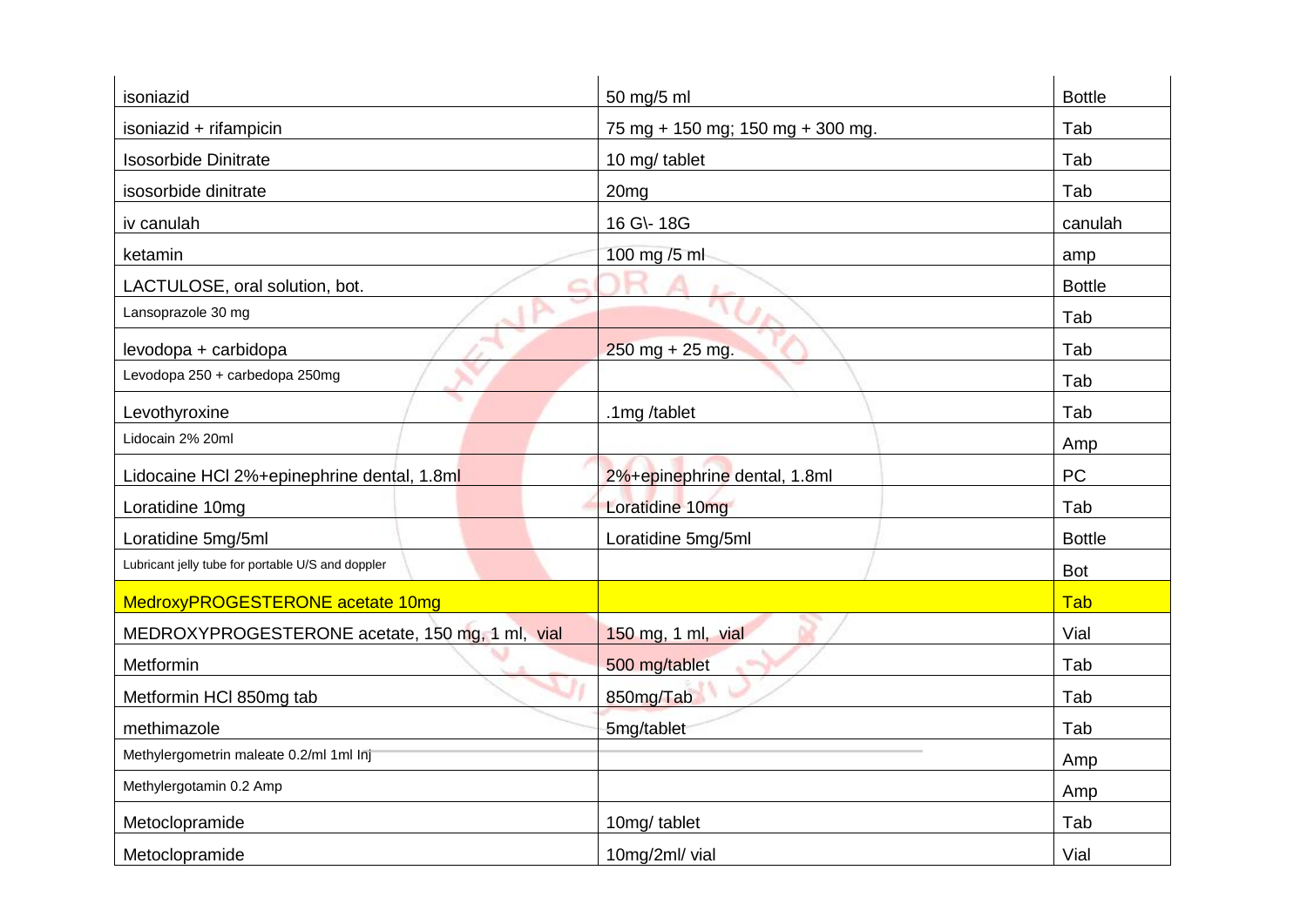| isoniazid | 50 mg/5 ml | Bottle |
|---|---|---|
| isoniazid + rifampicin | 75 mg + 150 mg; 150 mg + 300 mg. | Tab |
| Isosorbide Dinitrate | 10 mg/ tablet | Tab |
| isosorbide dinitrate | 20mg | Tab |
| iv canulah | 16 G\- 18G | canulah |
| ketamin | 100 mg /5 ml | amp |
| LACTULOSE, oral solution, bot. | | Bottle |
| Lansoprazole 30 mg | | Tab |
| levodopa + carbidopa | 250 mg + 25 mg. | Tab |
| Levodopa 250 + carbedopa 250mg | | Tab |
| Levothyroxine | .1mg /tablet | Tab |
| Lidocain 2% 20ml | | Amp |
| Lidocaine HCl 2%+epinephrine dental, 1.8ml | 2%+epinephrine dental, 1.8ml | PC |
| Loratidine 10mg | Loratidine 10mg | Tab |
| Loratidine 5mg/5ml | Loratidine 5mg/5ml | Bottle |
| Lubricant jelly tube for portable U/S and doppler | | Bot |
| MedroxyPROGESTERONE acetate 10mg | | Tab |
| MEDROXYPROGESTERONE acetate, 150 mg, 1 ml, vial | 150 mg, 1 ml, vial | Vial |
| Metformin | 500 mg/tablet | Tab |
| Metformin HCl 850mg tab | 850mg/Tab | Tab |
| methimazole | 5mg/tablet | Tab |
| Methylergometrin maleate 0.2/ml 1ml Inj | | Amp |
| Methylergotamin 0.2 Amp | | Amp |
| Metoclopramide | 10mg/ tablet | Tab |
| Metoclopramide | 10mg/2ml/ vial | Vial |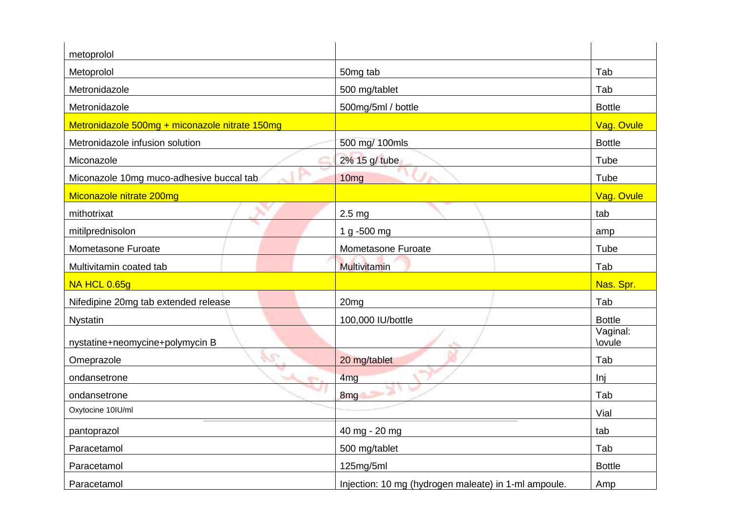| metoprolol | | |
|---|---|---|
| Metoprolol | 50mg tab | Tab |
| Metronidazole | 500 mg/tablet | Tab |
| Metronidazole | 500mg/5ml / bottle | Bottle |
| Metronidazole 500mg + miconazole nitrate 150mg | | Vag. Ovule |
| Metronidazole infusion solution | 500 mg/ 100mls | Bottle |
| Miconazole | 2% 15 g/ tube | Tube |
| Miconazole 10mg muco-adhesive buccal tab | 10mg | Tube |
| Miconazole nitrate 200mg | | Vag. Ovule |
| mithotrixat | 2.5 mg | tab |
| mitilprednisolon | 1 g -500 mg | amp |
| Mometasone Furoate | Mometasone Furoate | Tube |
| Multivitamin coated tab | Multivitamin | Tab |
| NA HCL 0.65g | | Nas. Spr. |
| Nifedipine 20mg tab extended release | 20mg | Tab |
| Nystatin | 100,000 IU/bottle | Bottle |
| nystatine+neomycine+polymycin B | | Vaginal: \ovule |
| Omeprazole | 20 mg/tablet | Tab |
| ondansetrone | 4mg | Inj |
| ondansetrone | 8mg | Tab |
| Oxytocine 10IU/ml | | Vial |
| pantoprazol | 40 mg - 20 mg | tab |
| Paracetamol | 500 mg/tablet | Tab |
| Paracetamol | 125mg/5ml | Bottle |
| Paracetamol | Injection: 10 mg (hydrogen maleate) in 1-ml ampoule. | Amp |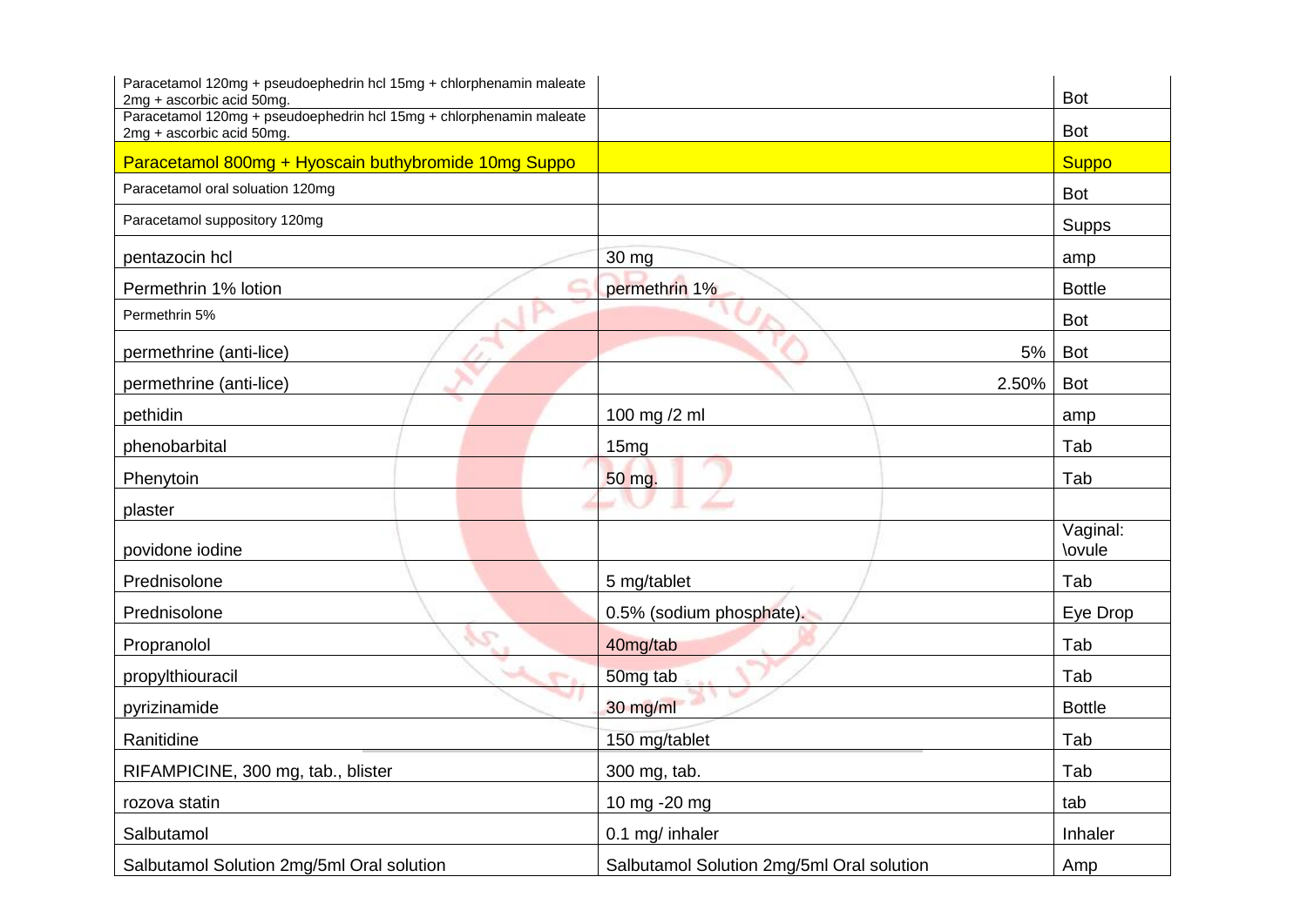| | | |
|---|---|---|
| Paracetamol 120mg + pseudoephedrin hcl 15mg + chlorphenamin maleate 2mg + ascorbic acid 50mg. | | Bot |
| Paracetamol 120mg + pseudoephedrin hcl 15mg + chlorphenamin maleate 2mg + ascorbic acid 50mg. | | Bot |
| Paracetamol 800mg + Hyoscain buthybromide 10mg Suppo | | Suppo |
| Paracetamol oral soluation 120mg | | Bot |
| Paracetamol suppository 120mg | | Supps |
| pentazocin hcl | 30 mg | amp |
| Permethrin 1% lotion | permethrin 1% | Bottle |
| Permethrin 5% | | Bot |
| permethrine (anti-lice) | 5% | Bot |
| permethrine (anti-lice) | 2.50% | Bot |
| pethidin | 100 mg /2 ml | amp |
| phenobarbital | 15mg | Tab |
| Phenytoin | 50 mg. | Tab |
| plaster | | |
| povidone iodine | | Vaginal: \ovule |
| Prednisolone | 5 mg/tablet | Tab |
| Prednisolone | 0.5% (sodium phosphate). | Eye Drop |
| Propranolol | 40mg/tab | Tab |
| propylthiouracil | 50mg tab | Tab |
| pyrizinamide | 30 mg/ml | Bottle |
| Ranitidine | 150 mg/tablet | Tab |
| RIFAMPICINE, 300 mg, tab., blister | 300 mg, tab. | Tab |
| rozova statin | 10 mg -20 mg | tab |
| Salbutamol | 0.1 mg/ inhaler | Inhaler |
| Salbutamol Solution 2mg/5ml Oral solution | Salbutamol Solution 2mg/5ml Oral solution | Amp |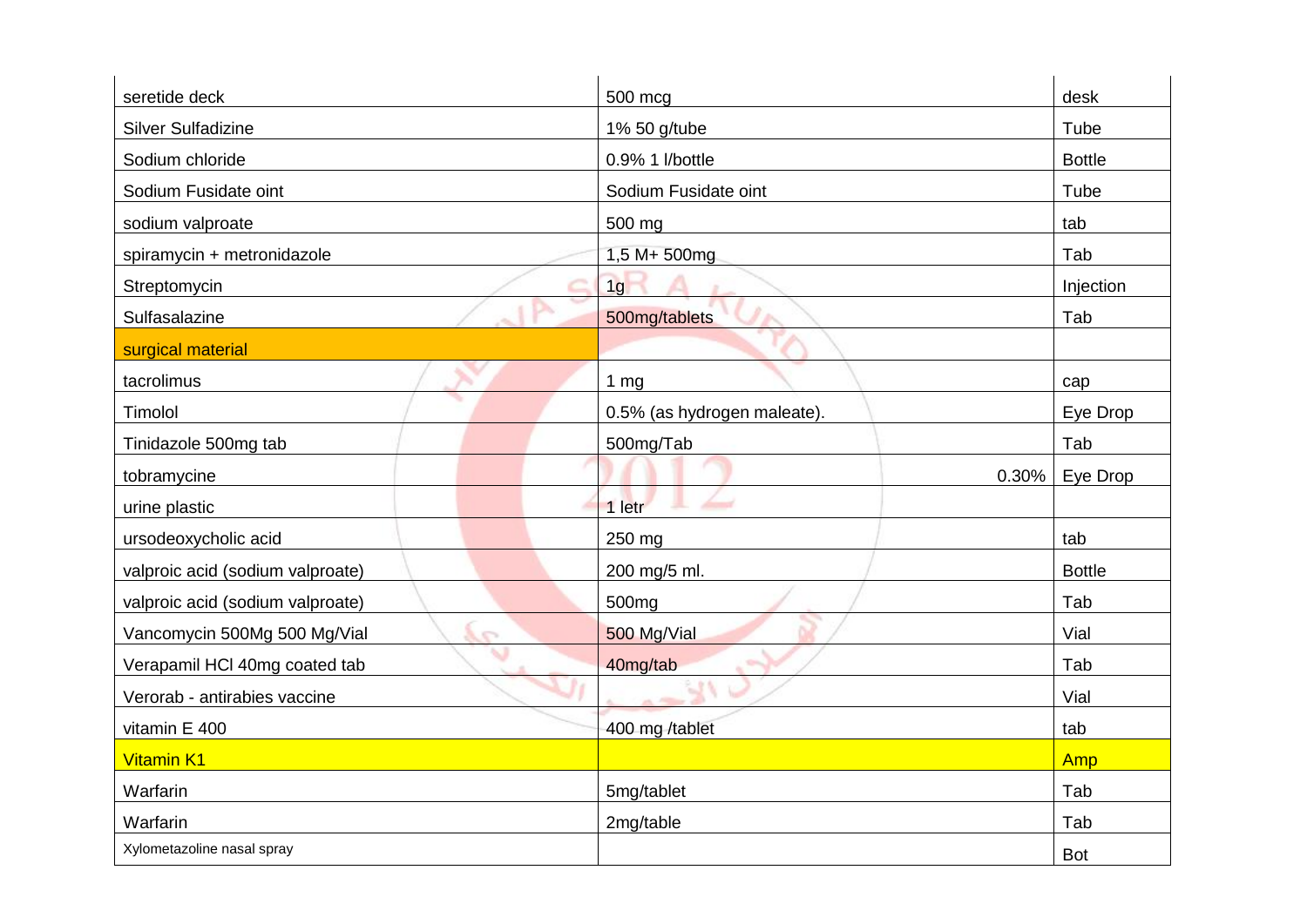| seretide deck | 500 mcg | desk |
|---|---|---|
| Silver Sulfadizine | 1% 50 g/tube | Tube |
| Sodium chloride | 0.9% 1 l/bottle | Bottle |
| Sodium Fusidate oint | Sodium Fusidate oint | Tube |
| sodium valproate | 500 mg | tab |
| spiramycin + metronidazole | 1,5 M+ 500mg | Tab |
| Streptomycin | 1g | Injection |
| Sulfasalazine | 500mg/tablets | Tab |
| surgical material | | |
| tacrolimus | 1 mg | cap |
| Timolol | 0.5% (as hydrogen maleate). | Eye Drop |
| Tinidazole 500mg tab | 500mg/Tab | Tab |
| tobramycine | 0.30% | Eye Drop |
| urine plastic | 1 letr | |
| ursodeoxycholic acid | 250 mg | tab |
| valproic acid (sodium valproate) | 200 mg/5 ml. | Bottle |
| valproic acid (sodium valproate) | 500mg | Tab |
| Vancomycin 500Mg 500 Mg/Vial | 500 Mg/Vial | Vial |
| Verapamil HCl 40mg coated tab | 40mg/tab | Tab |
| Verorab - antirabies vaccine | | Vial |
| vitamin E 400 | 400 mg /tablet | tab |
| Vitamin K1 | | Amp |
| Warfarin | 5mg/tablet | Tab |
| Warfarin | 2mg/table | Tab |
| Xylometazoline nasal spray | | Bot |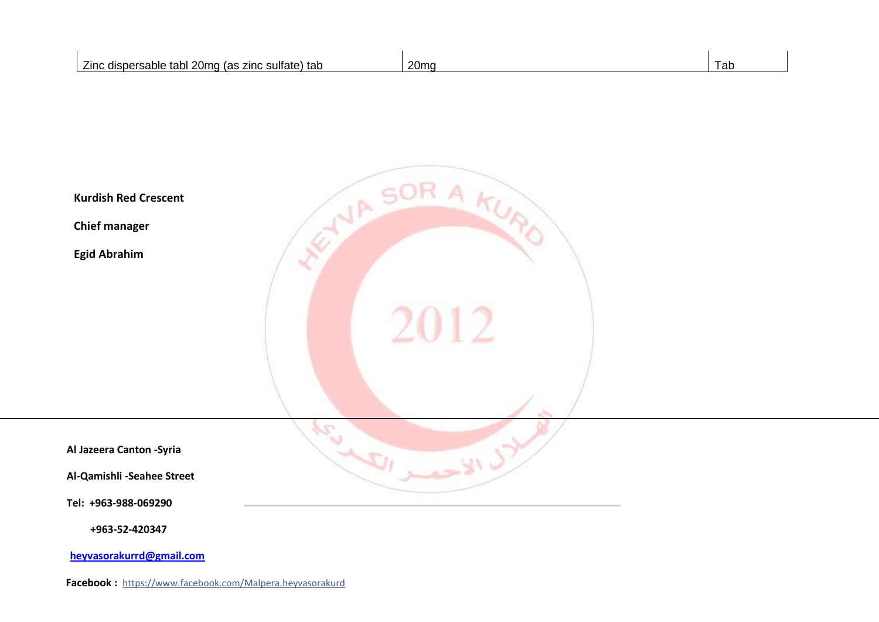| | | |
|---|---|---|
| Zinc dispersable tabl 20mg (as zinc sulfate) tab | 20mg | Tab |

**Kurdish Red Crescent**

**Chief manager**

**Egid Abrahim**

---

**Al Jazeera Canton -Syria**

**Al-Qamishli -Seahee Street**

**Tel: +963-988-069290**

**+963-52-420347**

**heyvasorakurrd@gmail.com**

**Facebook :** https://www.facebook.com/Malpera.heyvasorakurd